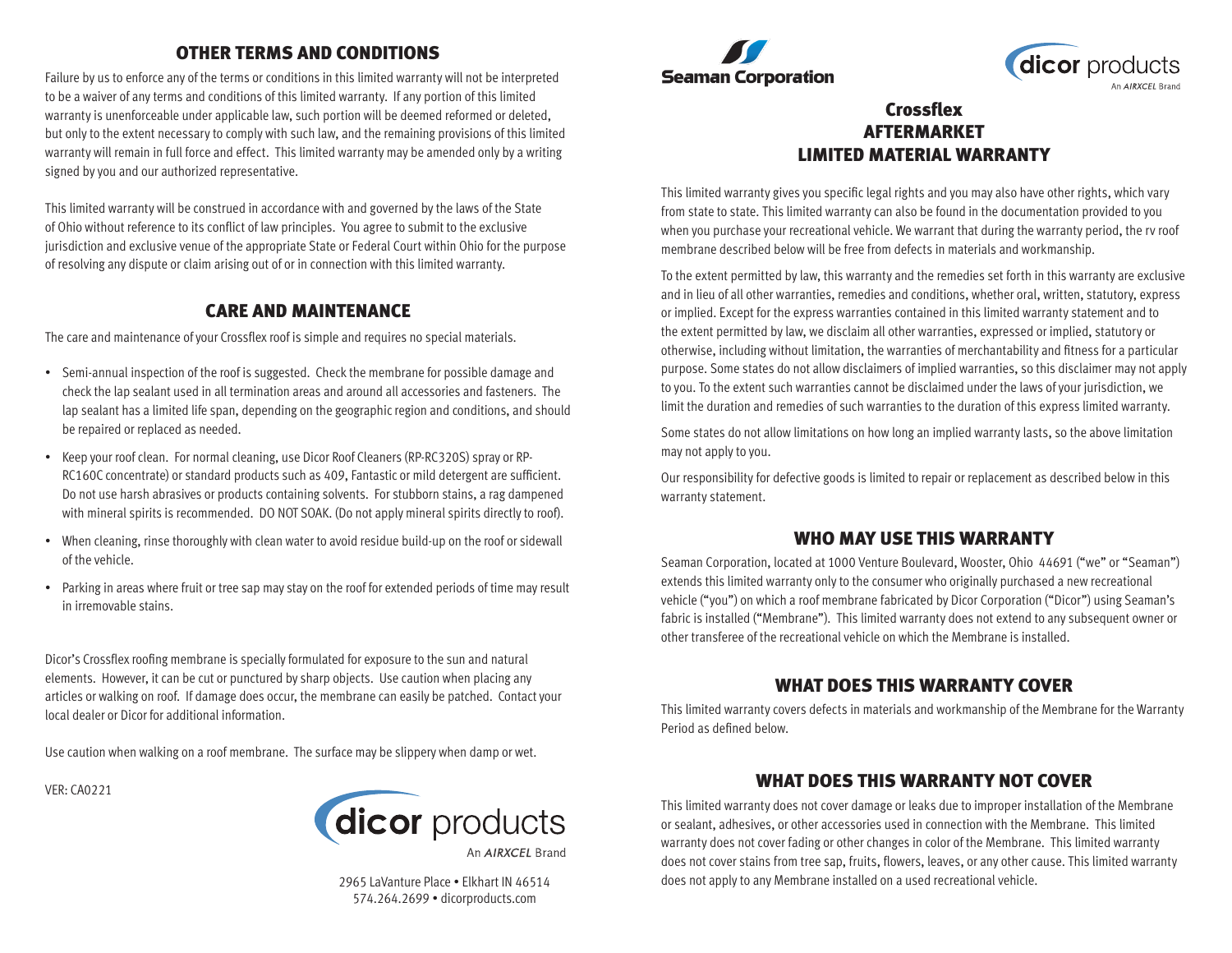## OTHER TERMS AND CONDITIONS

Failure by us to enforce any of the terms or conditions in this limited warranty will not be interpreted to be a waiver of any terms and conditions of this limited warranty. If any portion of this limited warranty is unenforceable under applicable law, such portion will be deemed reformed or deleted, but only to the extent necessary to comply with such law, and the remaining provisions of this limited warranty will remain in full force and effect. This limited warranty may be amended only by a writing signed by you and our authorized representative.

This limited warranty will be construed in accordance with and governed by the laws of the State of Ohio without reference to its conflict of law principles. You agree to submit to the exclusive jurisdiction and exclusive venue of the appropriate State or Federal Court within Ohio for the purpose of resolving any dispute or claim arising out of or in connection with this limited warranty.

## CARE AND MAINTENANCE

The care and maintenance of your Crossflex roof is simple and requires no special materials.

- Semi-annual inspection of the roof is suggested. Check the membrane for possible damage and check the lap sealant used in all termination areas and around all accessories and fasteners. The lap sealant has a limited life span, depending on the geographic region and conditions, and should be repaired or replaced as needed.
- Keep your roof clean. For normal cleaning, use Dicor Roof Cleaners (RP-RC320S) spray or RP-RC160C concentrate) or standard products such as 409, Fantastic or mild detergent are sufficient. Do not use harsh abrasives or products containing solvents. For stubborn stains, a rag dampened with mineral spirits is recommended. DO NOT SOAK. (Do not apply mineral spirits directly to roof).
- When cleaning, rinse thoroughly with clean water to avoid residue build-up on the roof or sidewall of the vehicle.
- Parking in areas where fruit or tree sap may stay on the roof for extended periods of time may result in irremovable stains.

Dicor's Crossflex roofing membrane is specially formulated for exposure to the sun and natural elements. However, it can be cut or punctured by sharp objects. Use caution when placing any articles or walking on roof. If damage does occur, the membrane can easily be patched. Contact your local dealer or Dicor for additional information.

Use caution when walking on a roof membrane. The surface may be slippery when damp or wet.

VER: CA0221

dicor products
An AIRXCEL Brand

2965 LaVanture Place • Elkhart IN 46514
574.264.2699 • dicorproducts.com

Seaman Corporation

dicor products
An AIRXCEL Brand

# Crossflex AFTERMARKET LIMITED MATERIAL WARRANTY

This limited warranty gives you specific legal rights and you may also have other rights, which vary from state to state. This limited warranty can also be found in the documentation provided to you when you purchase your recreational vehicle. We warrant that during the warranty period, the rv roof membrane described below will be free from defects in materials and workmanship.

To the extent permitted by law, this warranty and the remedies set forth in this warranty are exclusive and in lieu of all other warranties, remedies and conditions, whether oral, written, statutory, express or implied. Except for the express warranties contained in this limited warranty statement and to the extent permitted by law, we disclaim all other warranties, expressed or implied, statutory or otherwise, including without limitation, the warranties of merchantability and fitness for a particular purpose. Some states do not allow disclaimers of implied warranties, so this disclaimer may not apply to you. To the extent such warranties cannot be disclaimed under the laws of your jurisdiction, we limit the duration and remedies of such warranties to the duration of this express limited warranty.

Some states do not allow limitations on how long an implied warranty lasts, so the above limitation may not apply to you.

Our responsibility for defective goods is limited to repair or replacement as described below in this warranty statement.

## WHO MAY USE THIS WARRANTY

Seaman Corporation, located at 1000 Venture Boulevard, Wooster, Ohio 44691 ("we" or "Seaman") extends this limited warranty only to the consumer who originally purchased a new recreational vehicle ("you") on which a roof membrane fabricated by Dicor Corporation ("Dicor") using Seaman's fabric is installed ("Membrane"). This limited warranty does not extend to any subsequent owner or other transferee of the recreational vehicle on which the Membrane is installed.

## WHAT DOES THIS WARRANTY COVER

This limited warranty covers defects in materials and workmanship of the Membrane for the Warranty Period as defined below.

## WHAT DOES THIS WARRANTY NOT COVER

This limited warranty does not cover damage or leaks due to improper installation of the Membrane or sealant, adhesives, or other accessories used in connection with the Membrane. This limited warranty does not cover fading or other changes in color of the Membrane. This limited warranty does not cover stains from tree sap, fruits, flowers, leaves, or any other cause. This limited warranty does not apply to any Membrane installed on a used recreational vehicle.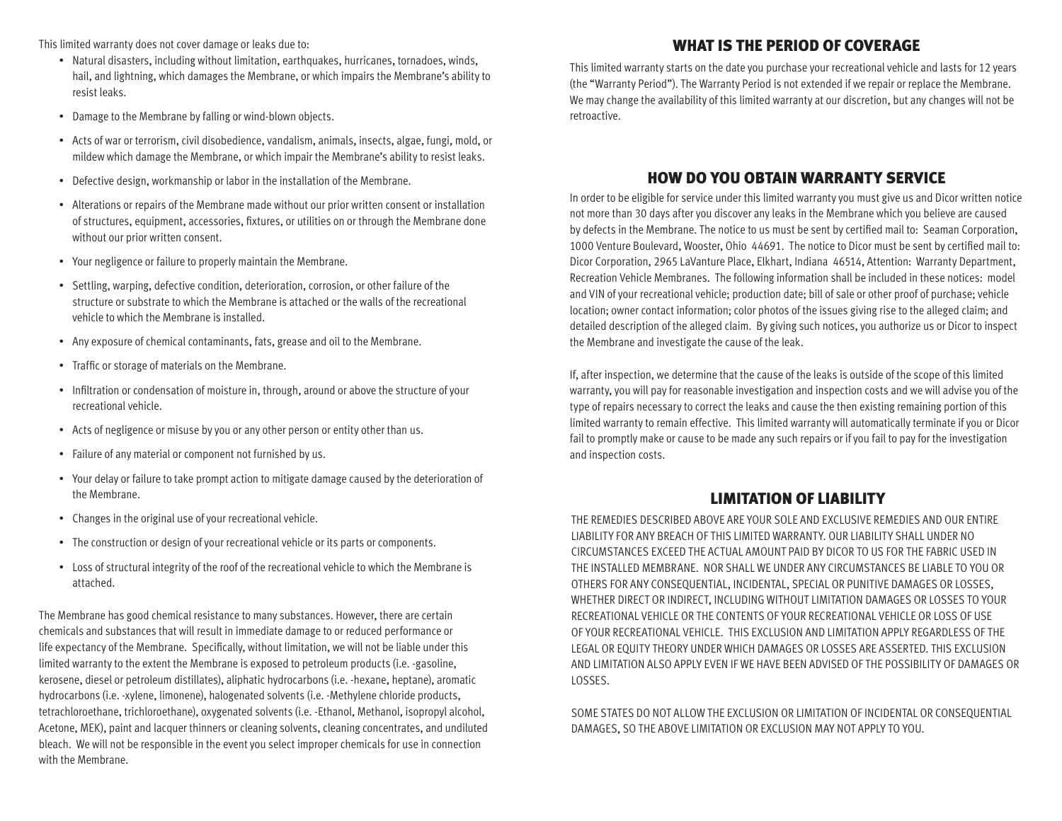This limited warranty does not cover damage or leaks due to:

- Natural disasters, including without limitation, earthquakes, hurricanes, tornadoes, winds, hail, and lightning, which damages the Membrane, or which impairs the Membrane's ability to resist leaks.
- Damage to the Membrane by falling or wind-blown objects.
- Acts of war or terrorism, civil disobedience, vandalism, animals, insects, algae, fungi, mold, or mildew which damage the Membrane, or which impair the Membrane's ability to resist leaks.
- Defective design, workmanship or labor in the installation of the Membrane.
- Alterations or repairs of the Membrane made without our prior written consent or installation of structures, equipment, accessories, fixtures, or utilities on or through the Membrane done without our prior written consent.
- Your negligence or failure to properly maintain the Membrane.
- Settling, warping, defective condition, deterioration, corrosion, or other failure of the structure or substrate to which the Membrane is attached or the walls of the recreational vehicle to which the Membrane is installed.
- Any exposure of chemical contaminants, fats, grease and oil to the Membrane.
- Traffic or storage of materials on the Membrane.
- Infiltration or condensation of moisture in, through, around or above the structure of your recreational vehicle.
- Acts of negligence or misuse by you or any other person or entity other than us.
- Failure of any material or component not furnished by us.
- Your delay or failure to take prompt action to mitigate damage caused by the deterioration of the Membrane.
- Changes in the original use of your recreational vehicle.
- The construction or design of your recreational vehicle or its parts or components.
- Loss of structural integrity of the roof of the recreational vehicle to which the Membrane is attached.

The Membrane has good chemical resistance to many substances. However, there are certain chemicals and substances that will result in immediate damage to or reduced performance or life expectancy of the Membrane. Specifically, without limitation, we will not be liable under this limited warranty to the extent the Membrane is exposed to petroleum products (i.e. -gasoline, kerosene, diesel or petroleum distillates), aliphatic hydrocarbons (i.e. -hexane, heptane), aromatic hydrocarbons (i.e. -xylene, limonene), halogenated solvents (i.e. -Methylene chloride products, tetrachloroethane, trichloroethane), oxygenated solvents (i.e. -Ethanol, Methanol, isopropyl alcohol, Acetone, MEK), paint and lacquer thinners or cleaning solvents, cleaning concentrates, and undiluted bleach. We will not be responsible in the event you select improper chemicals for use in connection with the Membrane.

## WHAT IS THE PERIOD OF COVERAGE

This limited warranty starts on the date you purchase your recreational vehicle and lasts for 12 years (the "Warranty Period"). The Warranty Period is not extended if we repair or replace the Membrane. We may change the availability of this limited warranty at our discretion, but any changes will not be retroactive.

## HOW DO YOU OBTAIN WARRANTY SERVICE

In order to be eligible for service under this limited warranty you must give us and Dicor written notice not more than 30 days after you discover any leaks in the Membrane which you believe are caused by defects in the Membrane. The notice to us must be sent by certified mail to: Seaman Corporation, 1000 Venture Boulevard, Wooster, Ohio 44691. The notice to Dicor must be sent by certified mail to: Dicor Corporation, 2965 LaVanture Place, Elkhart, Indiana 46514, Attention: Warranty Department, Recreation Vehicle Membranes. The following information shall be included in these notices: model and VIN of your recreational vehicle; production date; bill of sale or other proof of purchase; vehicle location; owner contact information; color photos of the issues giving rise to the alleged claim; and detailed description of the alleged claim. By giving such notices, you authorize us or Dicor to inspect the Membrane and investigate the cause of the leak.

If, after inspection, we determine that the cause of the leaks is outside of the scope of this limited warranty, you will pay for reasonable investigation and inspection costs and we will advise you of the type of repairs necessary to correct the leaks and cause the then existing remaining portion of this limited warranty to remain effective. This limited warranty will automatically terminate if you or Dicor fail to promptly make or cause to be made any such repairs or if you fail to pay for the investigation and inspection costs.

## LIMITATION OF LIABILITY

THE REMEDIES DESCRIBED ABOVE ARE YOUR SOLE AND EXCLUSIVE REMEDIES AND OUR ENTIRE LIABILITY FOR ANY BREACH OF THIS LIMITED WARRANTY. OUR LIABILITY SHALL UNDER NO CIRCUMSTANCES EXCEED THE ACTUAL AMOUNT PAID BY DICOR TO US FOR THE FABRIC USED IN THE INSTALLED MEMBRANE. NOR SHALL WE UNDER ANY CIRCUMSTANCES BE LIABLE TO YOU OR OTHERS FOR ANY CONSEQUENTIAL, INCIDENTAL, SPECIAL OR PUNITIVE DAMAGES OR LOSSES, WHETHER DIRECT OR INDIRECT, INCLUDING WITHOUT LIMITATION DAMAGES OR LOSSES TO YOUR RECREATIONAL VEHICLE OR THE CONTENTS OF YOUR RECREATIONAL VEHICLE OR LOSS OF USE OF YOUR RECREATIONAL VEHICLE. THIS EXCLUSION AND LIMITATION APPLY REGARDLESS OF THE LEGAL OR EQUITY THEORY UNDER WHICH DAMAGES OR LOSSES ARE ASSERTED. THIS EXCLUSION AND LIMITATION ALSO APPLY EVEN IF WE HAVE BEEN ADVISED OF THE POSSIBILITY OF DAMAGES OR LOSSES.

SOME STATES DO NOT ALLOW THE EXCLUSION OR LIMITATION OF INCIDENTAL OR CONSEQUENTIAL DAMAGES, SO THE ABOVE LIMITATION OR EXCLUSION MAY NOT APPLY TO YOU.